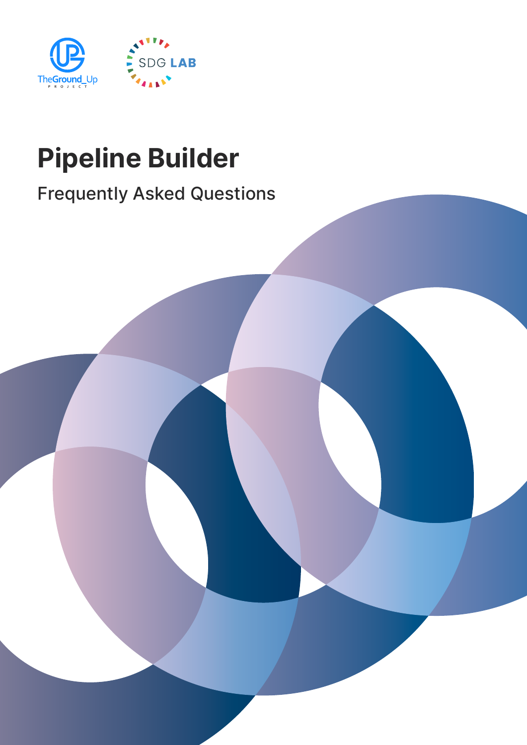# Pipeline Builder

Frequently Asked Questions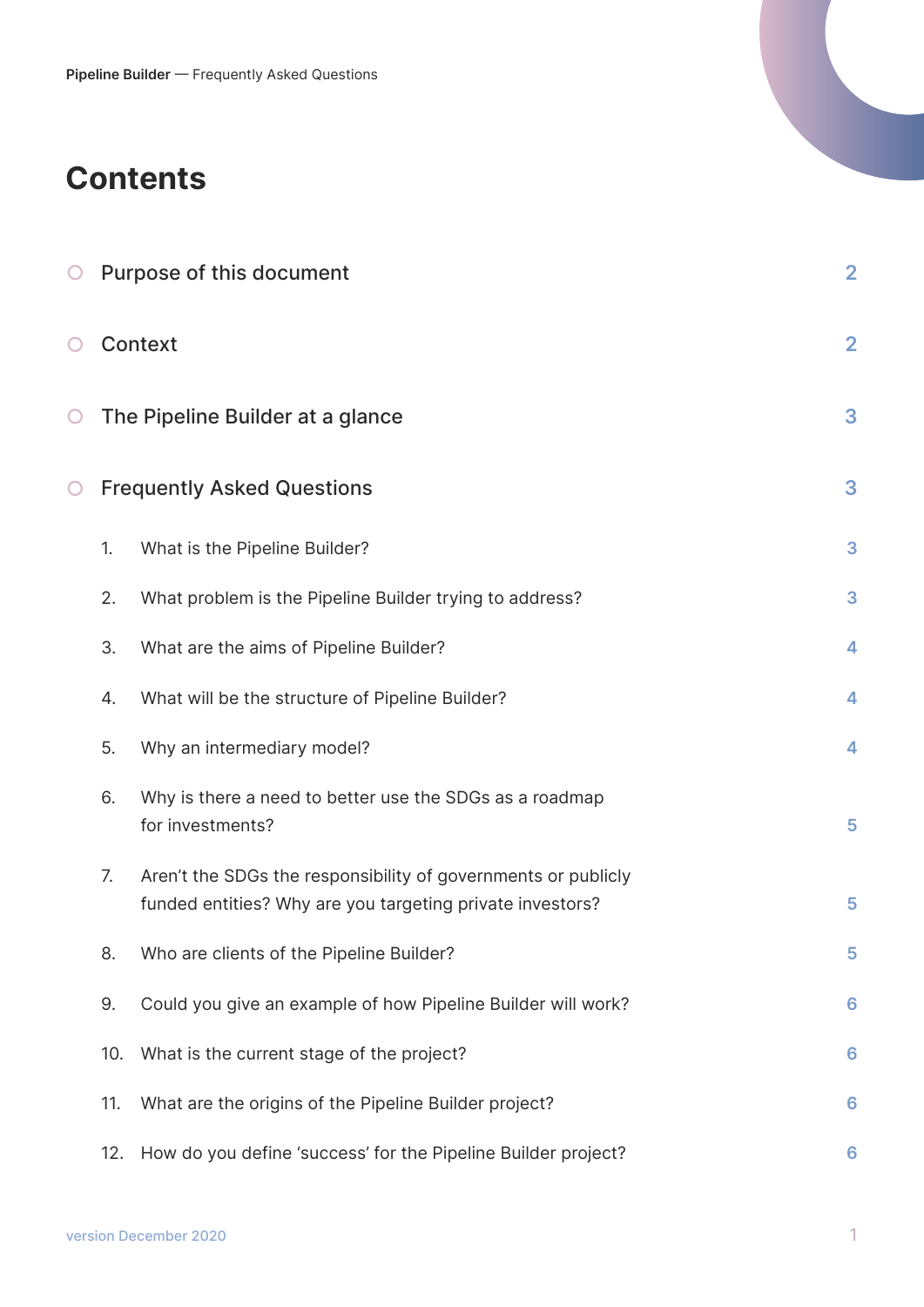# Contents

- Purpose of this document — 2
- Context — 2
- The Pipeline Builder at a glance — 3
- Frequently Asked Questions — 3
  1. What is the Pipeline Builder? — 3
  2. What problem is the Pipeline Builder trying to address? — 3
  3. What are the aims of Pipeline Builder? — 4
  4. What will be the structure of Pipeline Builder? — 4
  5. Why an intermediary model? — 4
  6. Why is there a need to better use the SDGs as a roadmap for investments? — 5
  7. Aren't the SDGs the responsibility of governments or publicly funded entities? Why are you targeting private investors? — 5
  8. Who are clients of the Pipeline Builder? — 5
  9. Could you give an example of how Pipeline Builder will work? — 6
  10. What is the current stage of the project? — 6
  11. What are the origins of the Pipeline Builder project? — 6
  12. How do you define 'success' for the Pipeline Builder project? — 6

version December 2020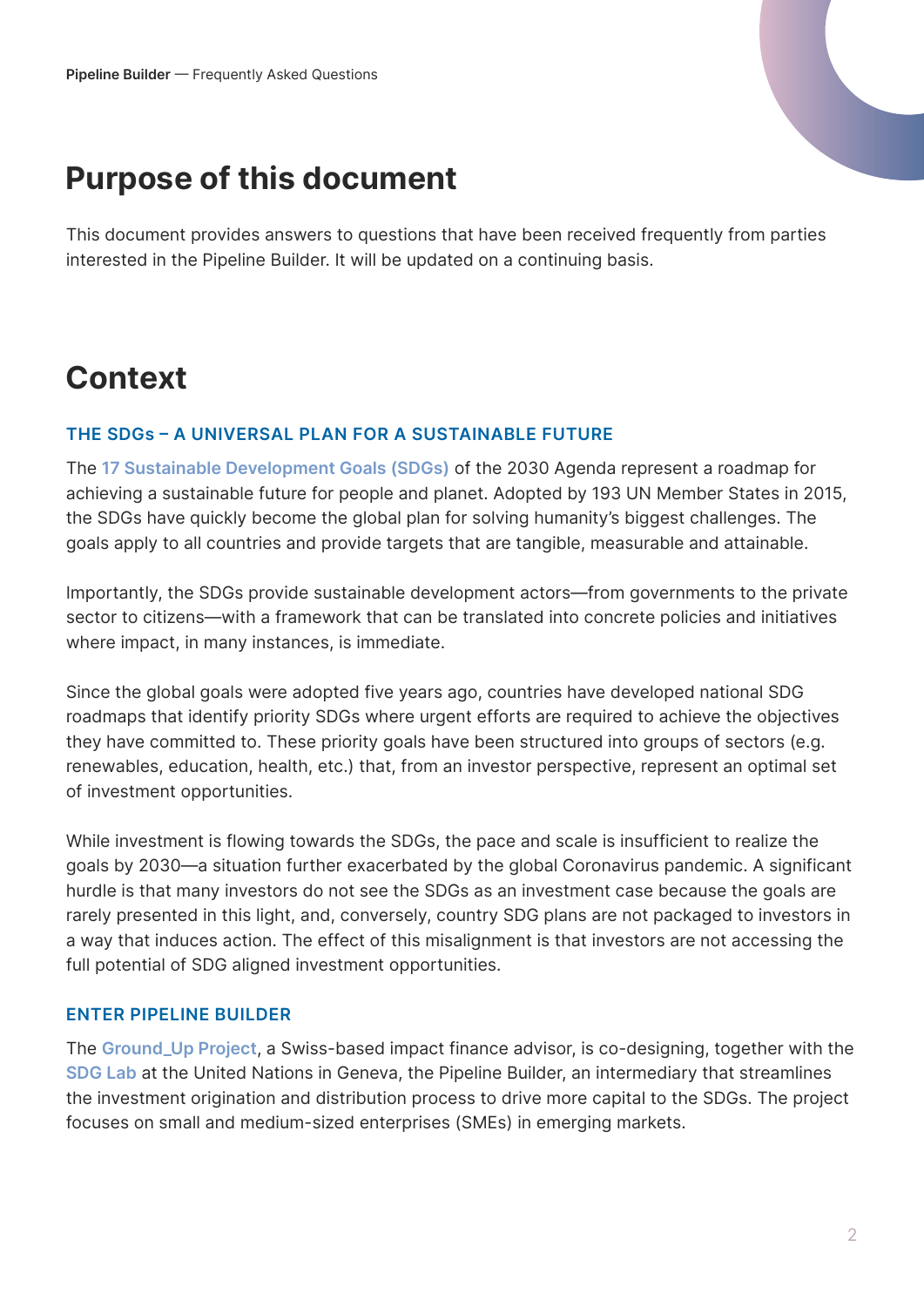# Purpose of this document

This document provides answers to questions that have been received frequently from parties interested in the Pipeline Builder. It will be updated on a continuing basis.

# Context

### THE SDGs – A UNIVERSAL PLAN FOR A SUSTAINABLE FUTURE

The **17 Sustainable Development Goals (SDGs)** of the 2030 Agenda represent a roadmap for achieving a sustainable future for people and planet. Adopted by 193 UN Member States in 2015, the SDGs have quickly become the global plan for solving humanity's biggest challenges. The goals apply to all countries and provide targets that are tangible, measurable and attainable.

Importantly, the SDGs provide sustainable development actors—from governments to the private sector to citizens—with a framework that can be translated into concrete policies and initiatives where impact, in many instances, is immediate.

Since the global goals were adopted five years ago, countries have developed national SDG roadmaps that identify priority SDGs where urgent efforts are required to achieve the objectives they have committed to. These priority goals have been structured into groups of sectors (e.g. renewables, education, health, etc.) that, from an investor perspective, represent an optimal set of investment opportunities.

While investment is flowing towards the SDGs, the pace and scale is insufficient to realize the goals by 2030—a situation further exacerbated by the global Coronavirus pandemic. A significant hurdle is that many investors do not see the SDGs as an investment case because the goals are rarely presented in this light, and, conversely, country SDG plans are not packaged to investors in a way that induces action. The effect of this misalignment is that investors are not accessing the full potential of SDG aligned investment opportunities.

### ENTER PIPELINE BUILDER

The **Ground_Up Project**, a Swiss-based impact finance advisor, is co-designing, together with the **SDG Lab** at the United Nations in Geneva, the Pipeline Builder, an intermediary that streamlines the investment origination and distribution process to drive more capital to the SDGs. The project focuses on small and medium-sized enterprises (SMEs) in emerging markets.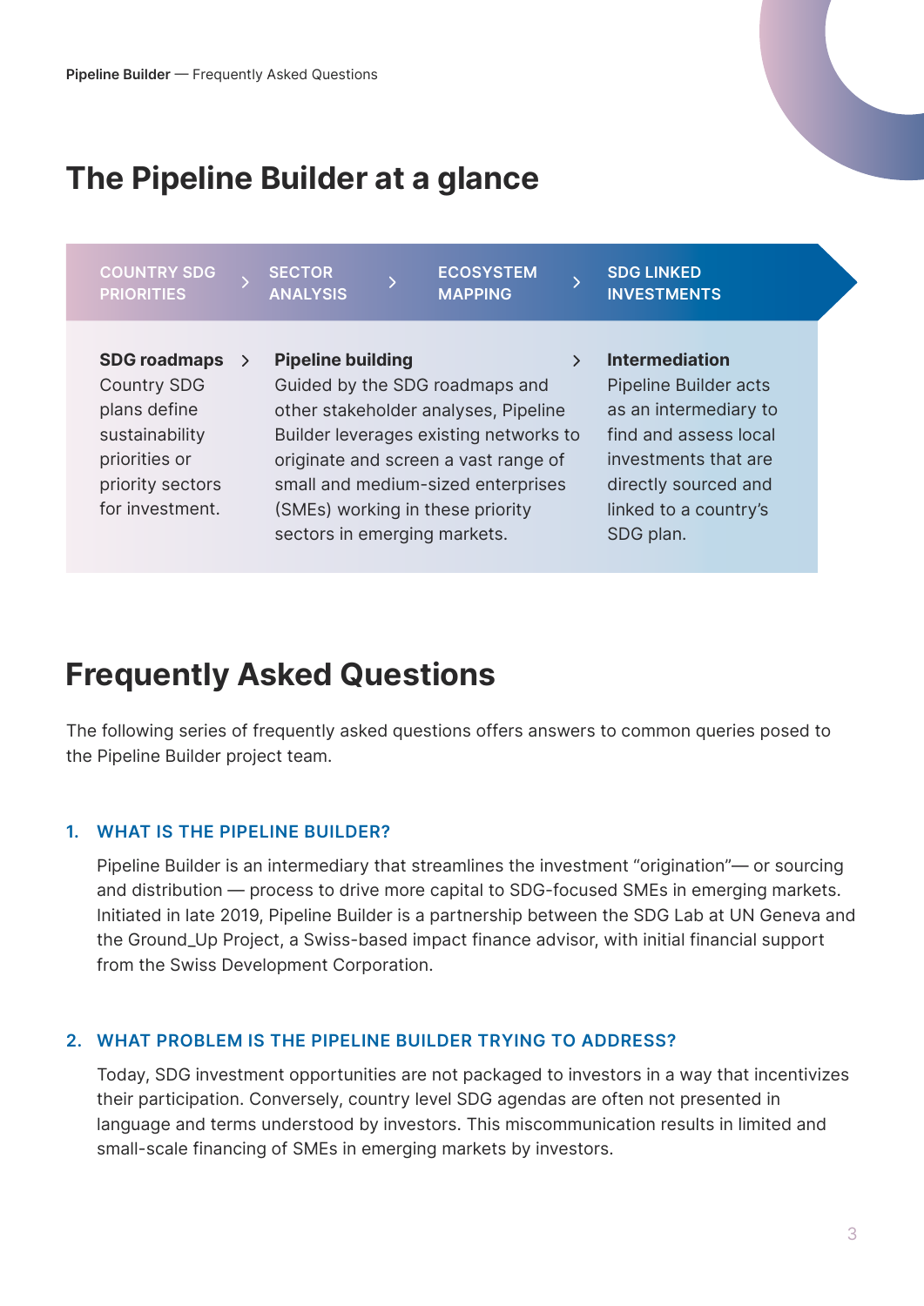## The Pipeline Builder at a glance

| COUNTRY SDG PRIORITIES | SECTOR ANALYSIS | ECOSYSTEM MAPPING | SDG LINKED INVESTMENTS |
|---|---|---|---|

**SDG roadmaps**
Country SDG plans define sustainability priorities or priority sectors for investment.

**Pipeline building**
Guided by the SDG roadmaps and other stakeholder analyses, Pipeline Builder leverages existing networks to originate and screen a vast range of small and medium-sized enterprises (SMEs) working in these priority sectors in emerging markets.

**Intermediation**
Pipeline Builder acts as an intermediary to find and assess local investments that are directly sourced and linked to a country's SDG plan.

## Frequently Asked Questions

The following series of frequently asked questions offers answers to common queries posed to the Pipeline Builder project team.

### 1. WHAT IS THE PIPELINE BUILDER?

Pipeline Builder is an intermediary that streamlines the investment "origination"— or sourcing and distribution — process to drive more capital to SDG-focused SMEs in emerging markets. Initiated in late 2019, Pipeline Builder is a partnership between the SDG Lab at UN Geneva and the Ground_Up Project, a Swiss-based impact finance advisor, with initial financial support from the Swiss Development Corporation.

### 2. WHAT PROBLEM IS THE PIPELINE BUILDER TRYING TO ADDRESS?

Today, SDG investment opportunities are not packaged to investors in a way that incentivizes their participation. Conversely, country level SDG agendas are often not presented in language and terms understood by investors. This miscommunication results in limited and small-scale financing of SMEs in emerging markets by investors.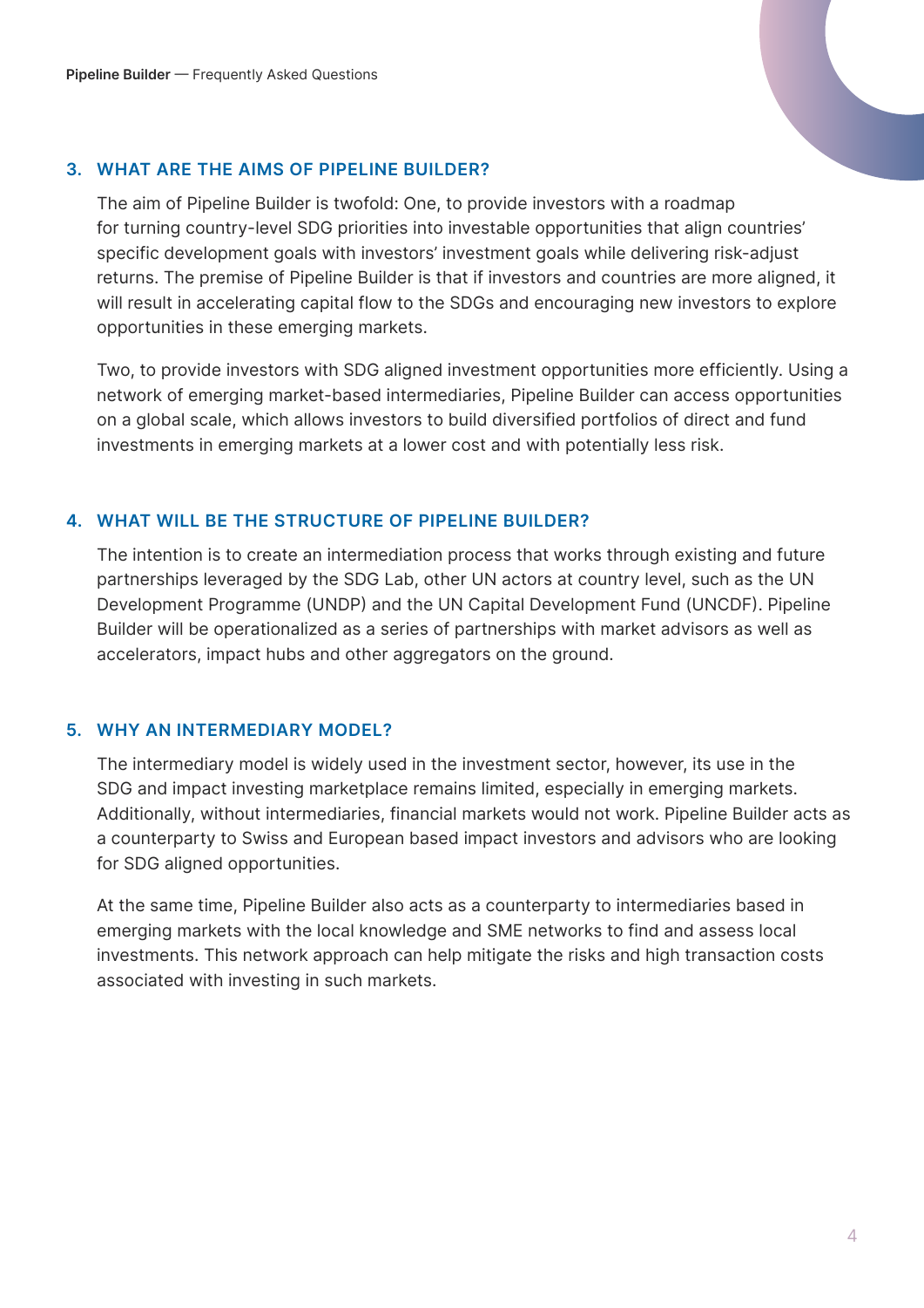### 3. WHAT ARE THE AIMS OF PIPELINE BUILDER?

The aim of Pipeline Builder is twofold: One, to provide investors with a roadmap for turning country-level SDG priorities into investable opportunities that align countries' specific development goals with investors' investment goals while delivering risk-adjust returns. The premise of Pipeline Builder is that if investors and countries are more aligned, it will result in accelerating capital flow to the SDGs and encouraging new investors to explore opportunities in these emerging markets.

Two, to provide investors with SDG aligned investment opportunities more efficiently. Using a network of emerging market-based intermediaries, Pipeline Builder can access opportunities on a global scale, which allows investors to build diversified portfolios of direct and fund investments in emerging markets at a lower cost and with potentially less risk.

### 4. WHAT WILL BE THE STRUCTURE OF PIPELINE BUILDER?

The intention is to create an intermediation process that works through existing and future partnerships leveraged by the SDG Lab, other UN actors at country level, such as the UN Development Programme (UNDP) and the UN Capital Development Fund (UNCDF). Pipeline Builder will be operationalized as a series of partnerships with market advisors as well as accelerators, impact hubs and other aggregators on the ground.

### 5. WHY AN INTERMEDIARY MODEL?

The intermediary model is widely used in the investment sector, however, its use in the SDG and impact investing marketplace remains limited, especially in emerging markets. Additionally, without intermediaries, financial markets would not work. Pipeline Builder acts as a counterparty to Swiss and European based impact investors and advisors who are looking for SDG aligned opportunities.

At the same time, Pipeline Builder also acts as a counterparty to intermediaries based in emerging markets with the local knowledge and SME networks to find and assess local investments. This network approach can help mitigate the risks and high transaction costs associated with investing in such markets.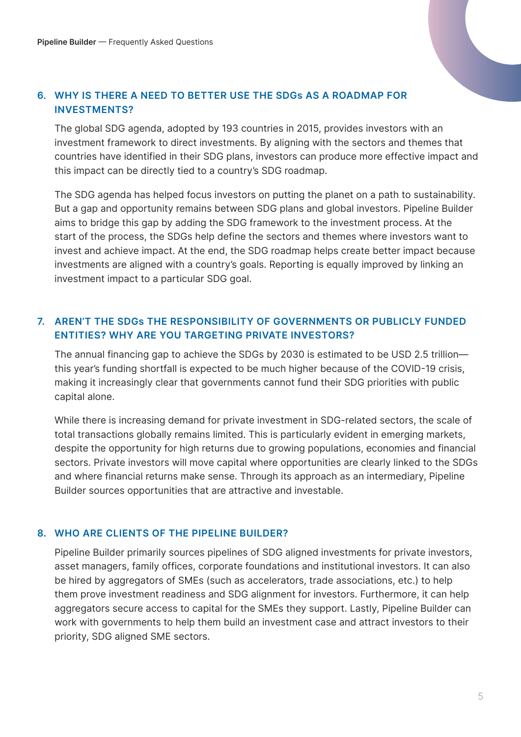### 6. WHY IS THERE A NEED TO BETTER USE THE SDGs AS A ROADMAP FOR INVESTMENTS?

The global SDG agenda, adopted by 193 countries in 2015, provides investors with an investment framework to direct investments. By aligning with the sectors and themes that countries have identified in their SDG plans, investors can produce more effective impact and this impact can be directly tied to a country's SDG roadmap.

The SDG agenda has helped focus investors on putting the planet on a path to sustainability. But a gap and opportunity remains between SDG plans and global investors. Pipeline Builder aims to bridge this gap by adding the SDG framework to the investment process. At the start of the process, the SDGs help define the sectors and themes where investors want to invest and achieve impact. At the end, the SDG roadmap helps create better impact because investments are aligned with a country's goals. Reporting is equally improved by linking an investment impact to a particular SDG goal.

### 7. AREN'T THE SDGs THE RESPONSIBILITY OF GOVERNMENTS OR PUBLICLY FUNDED ENTITIES? WHY ARE YOU TARGETING PRIVATE INVESTORS?

The annual financing gap to achieve the SDGs by 2030 is estimated to be USD 2.5 trillion—this year's funding shortfall is expected to be much higher because of the COVID-19 crisis, making it increasingly clear that governments cannot fund their SDG priorities with public capital alone.

While there is increasing demand for private investment in SDG-related sectors, the scale of total transactions globally remains limited. This is particularly evident in emerging markets, despite the opportunity for high returns due to growing populations, economies and financial sectors. Private investors will move capital where opportunities are clearly linked to the SDGs and where financial returns make sense. Through its approach as an intermediary, Pipeline Builder sources opportunities that are attractive and investable.

### 8. WHO ARE CLIENTS OF THE PIPELINE BUILDER?

Pipeline Builder primarily sources pipelines of SDG aligned investments for private investors, asset managers, family offices, corporate foundations and institutional investors. It can also be hired by aggregators of SMEs (such as accelerators, trade associations, etc.) to help them prove investment readiness and SDG alignment for investors. Furthermore, it can help aggregators secure access to capital for the SMEs they support. Lastly, Pipeline Builder can work with governments to help them build an investment case and attract investors to their priority, SDG aligned SME sectors.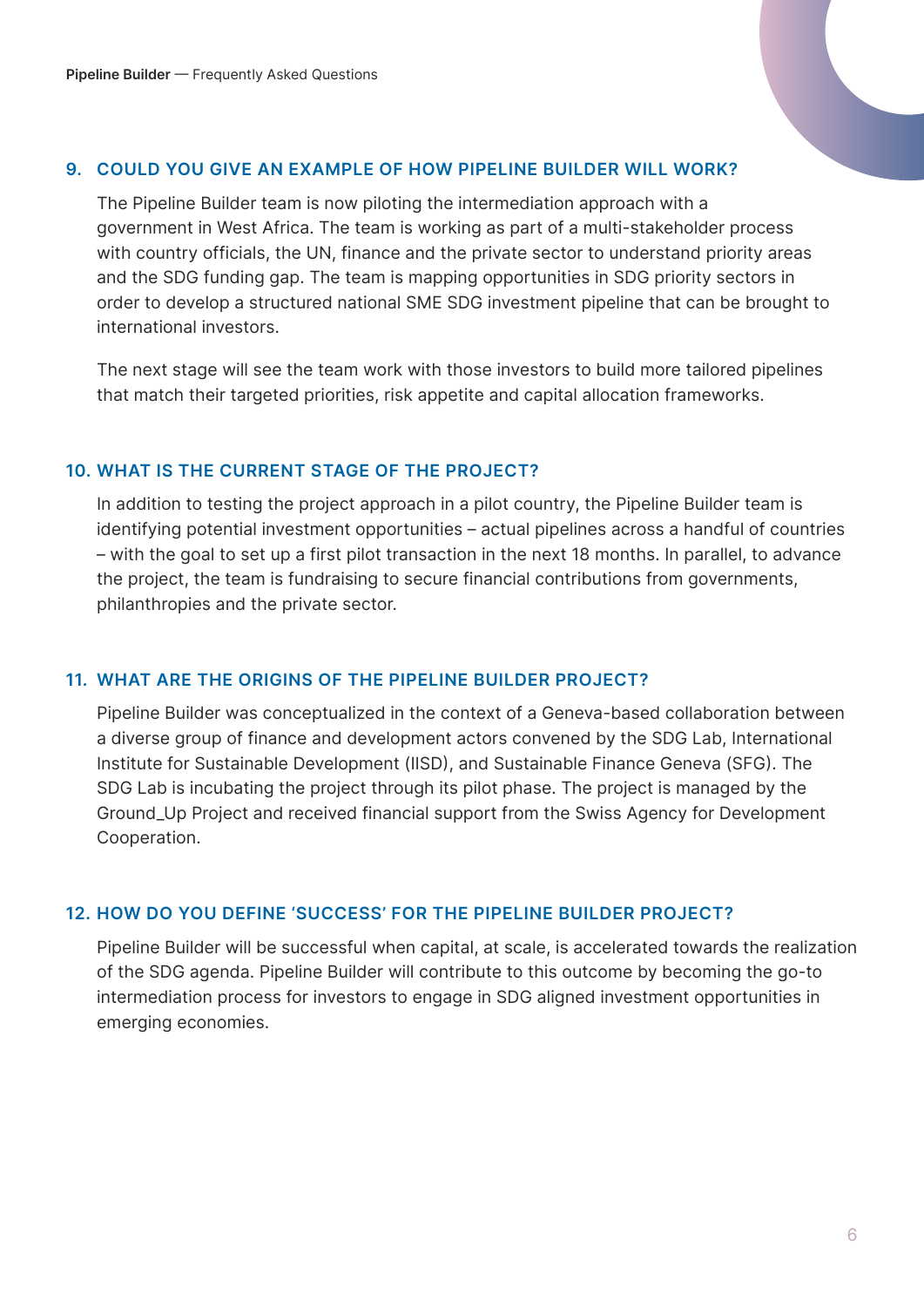### 9. COULD YOU GIVE AN EXAMPLE OF HOW PIPELINE BUILDER WILL WORK?

The Pipeline Builder team is now piloting the intermediation approach with a government in West Africa. The team is working as part of a multi-stakeholder process with country officials, the UN, finance and the private sector to understand priority areas and the SDG funding gap. The team is mapping opportunities in SDG priority sectors in order to develop a structured national SME SDG investment pipeline that can be brought to international investors.

The next stage will see the team work with those investors to build more tailored pipelines that match their targeted priorities, risk appetite and capital allocation frameworks.

### 10. WHAT IS THE CURRENT STAGE OF THE PROJECT?

In addition to testing the project approach in a pilot country, the Pipeline Builder team is identifying potential investment opportunities – actual pipelines across a handful of countries – with the goal to set up a first pilot transaction in the next 18 months. In parallel, to advance the project, the team is fundraising to secure financial contributions from governments, philanthropies and the private sector.

### 11. WHAT ARE THE ORIGINS OF THE PIPELINE BUILDER PROJECT?

Pipeline Builder was conceptualized in the context of a Geneva-based collaboration between a diverse group of finance and development actors convened by the SDG Lab, International Institute for Sustainable Development (IISD), and Sustainable Finance Geneva (SFG). The SDG Lab is incubating the project through its pilot phase. The project is managed by the Ground_Up Project and received financial support from the Swiss Agency for Development Cooperation.

### 12. HOW DO YOU DEFINE 'SUCCESS' FOR THE PIPELINE BUILDER PROJECT?

Pipeline Builder will be successful when capital, at scale, is accelerated towards the realization of the SDG agenda. Pipeline Builder will contribute to this outcome by becoming the go-to intermediation process for investors to engage in SDG aligned investment opportunities in emerging economies.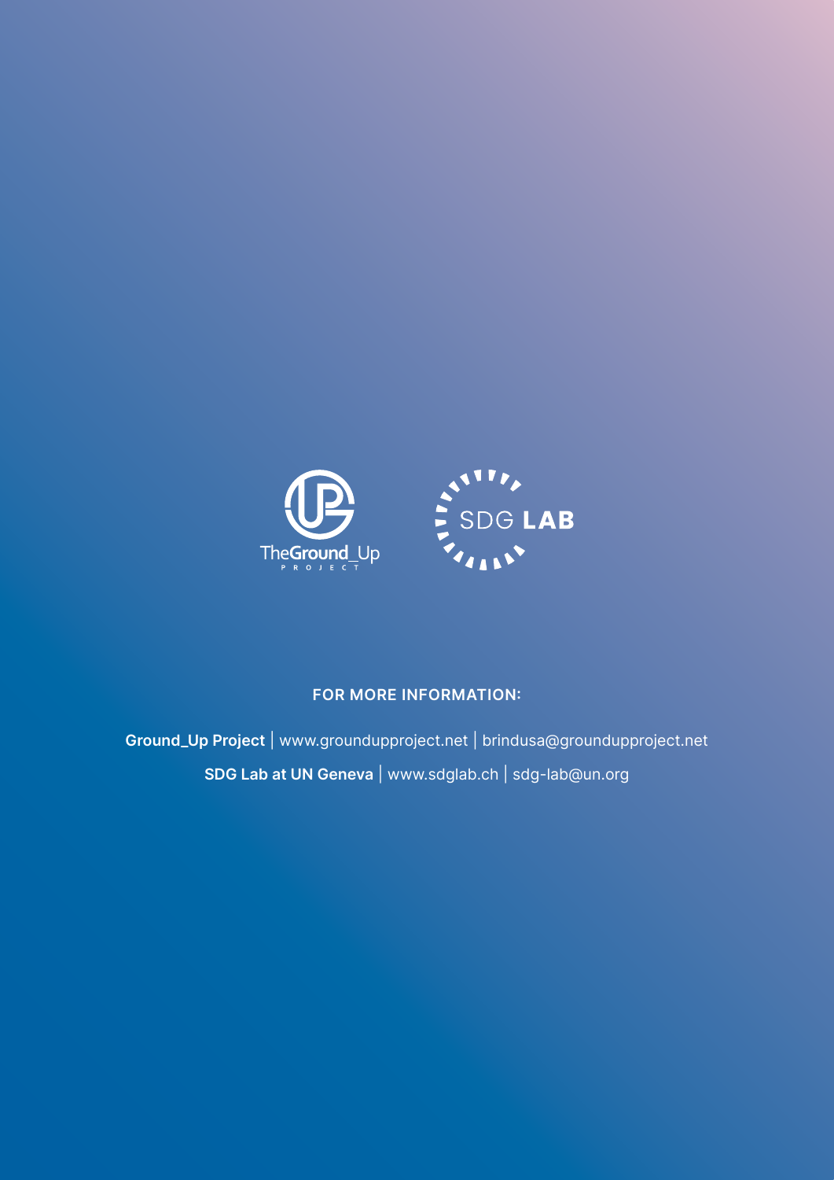**FOR MORE INFORMATION:**

**Ground_Up Project** | www.groundupproject.net | brindusa@groundupproject.net

**SDG Lab at UN Geneva** | www.sdglab.ch | sdg-lab@un.org